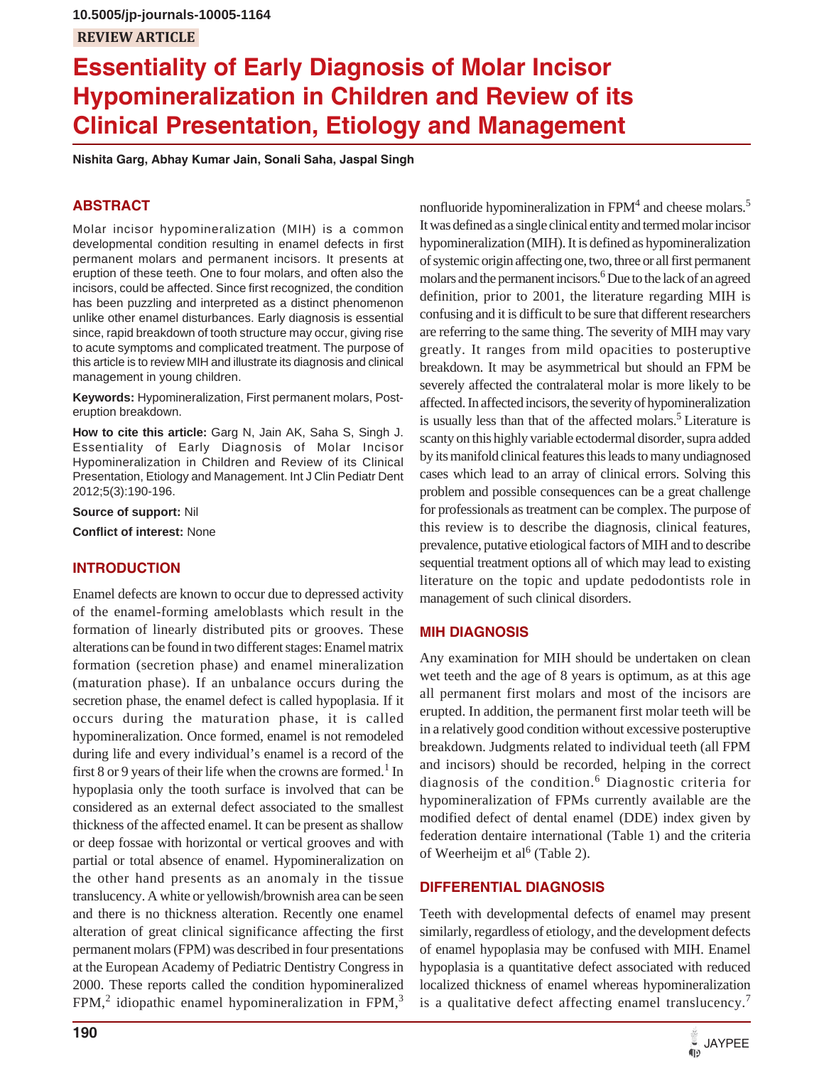10.5005/jp-journals-10005-1164

REVIEW ARTICLE

# Essentiality of Early Diagnosis of Molar Incisor Hypomineralization in Children and Review of its Clinical Presentation, Etiology and Management

**Nishita Garg, Abhay Kumar Jain, Sonali Saha, Jaspal Singh**

## ABSTRACT

Molar incisor hypomineralization (MIH) is a common developmental condition resulting in enamel defects in first permanent molars and permanent incisors. It presents at eruption of these teeth. One to four molars, and often also the incisors, could be affected. Since first recognized, the condition has been puzzling and interpreted as a distinct phenomenon unlike other enamel disturbances. Early diagnosis is essential since, rapid breakdown of tooth structure may occur, giving rise to acute symptoms and complicated treatment. The purpose of this article is to review MIH and illustrate its diagnosis and clinical management in young children.

**Keywords:** Hypomineralization, First permanent molars, Post-eruption breakdown.

**How to cite this article:** Garg N, Jain AK, Saha S, Singh J. Essentiality of Early Diagnosis of Molar Incisor Hypomineralization in Children and Review of its Clinical Presentation, Etiology and Management. Int J Clin Pediatr Dent 2012;5(3):190-196.

**Source of support:** Nil

**Conflict of interest:** None

## INTRODUCTION

Enamel defects are known to occur due to depressed activity of the enamel-forming ameloblasts which result in the formation of linearly distributed pits or grooves. These alterations can be found in two different stages: Enamel matrix formation (secretion phase) and enamel mineralization (maturation phase). If an unbalance occurs during the secretion phase, the enamel defect is called hypoplasia. If it occurs during the maturation phase, it is called hypomineralization. Once formed, enamel is not remodeled during life and every individual's enamel is a record of the first 8 or 9 years of their life when the crowns are formed.[1] In hypoplasia only the tooth surface is involved that can be considered as an external defect associated to the smallest thickness of the affected enamel. It can be present as shallow or deep fossae with horizontal or vertical grooves and with partial or total absence of enamel. Hypomineralization on the other hand presents as an anomaly in the tissue translucency. A white or yellowish/brownish area can be seen and there is no thickness alteration. Recently one enamel alteration of great clinical significance affecting the first permanent molars (FPM) was described in four presentations at the European Academy of Pediatric Dentistry Congress in 2000. These reports called the condition hypomineralized FPM,[2] idiopathic enamel hypomineralization in FPM,[3] nonfluoride hypomineralization in FPM[4] and cheese molars.[5] It was defined as a single clinical entity and termed molar incisor hypomineralization (MIH). It is defined as hypomineralization of systemic origin affecting one, two, three or all first permanent molars and the permanent incisors.[6] Due to the lack of an agreed definition, prior to 2001, the literature regarding MIH is confusing and it is difficult to be sure that different researchers are referring to the same thing. The severity of MIH may vary greatly. It ranges from mild opacities to posteruptive breakdown. It may be asymmetrical but should an FPM be severely affected the contralateral molar is more likely to be affected. In affected incisors, the severity of hypomineralization is usually less than that of the affected molars.[5] Literature is scanty on this highly variable ectodermal disorder, supra added by its manifold clinical features this leads to many undiagnosed cases which lead to an array of clinical errors. Solving this problem and possible consequences can be a great challenge for professionals as treatment can be complex. The purpose of this review is to describe the diagnosis, clinical features, prevalence, putative etiological factors of MIH and to describe sequential treatment options all of which may lead to existing literature on the topic and update pedodontists role in management of such clinical disorders.

## MIH DIAGNOSIS

Any examination for MIH should be undertaken on clean wet teeth and the age of 8 years is optimum, as at this age all permanent first molars and most of the incisors are erupted. In addition, the permanent first molar teeth will be in a relatively good condition without excessive posteruptive breakdown. Judgments related to individual teeth (all FPM and incisors) should be recorded, helping in the correct diagnosis of the condition.[6] Diagnostic criteria for hypomineralization of FPMs currently available are the modified defect of dental enamel (DDE) index given by federation dentaire international (Table 1) and the criteria of Weerheijm et al[6] (Table 2).

## DIFFERENTIAL DIAGNOSIS

Teeth with developmental defects of enamel may present similarly, regardless of etiology, and the development defects of enamel hypoplasia may be confused with MIH. Enamel hypoplasia is a quantitative defect associated with reduced localized thickness of enamel whereas hypomineralization is a qualitative defect affecting enamel translucency.[7]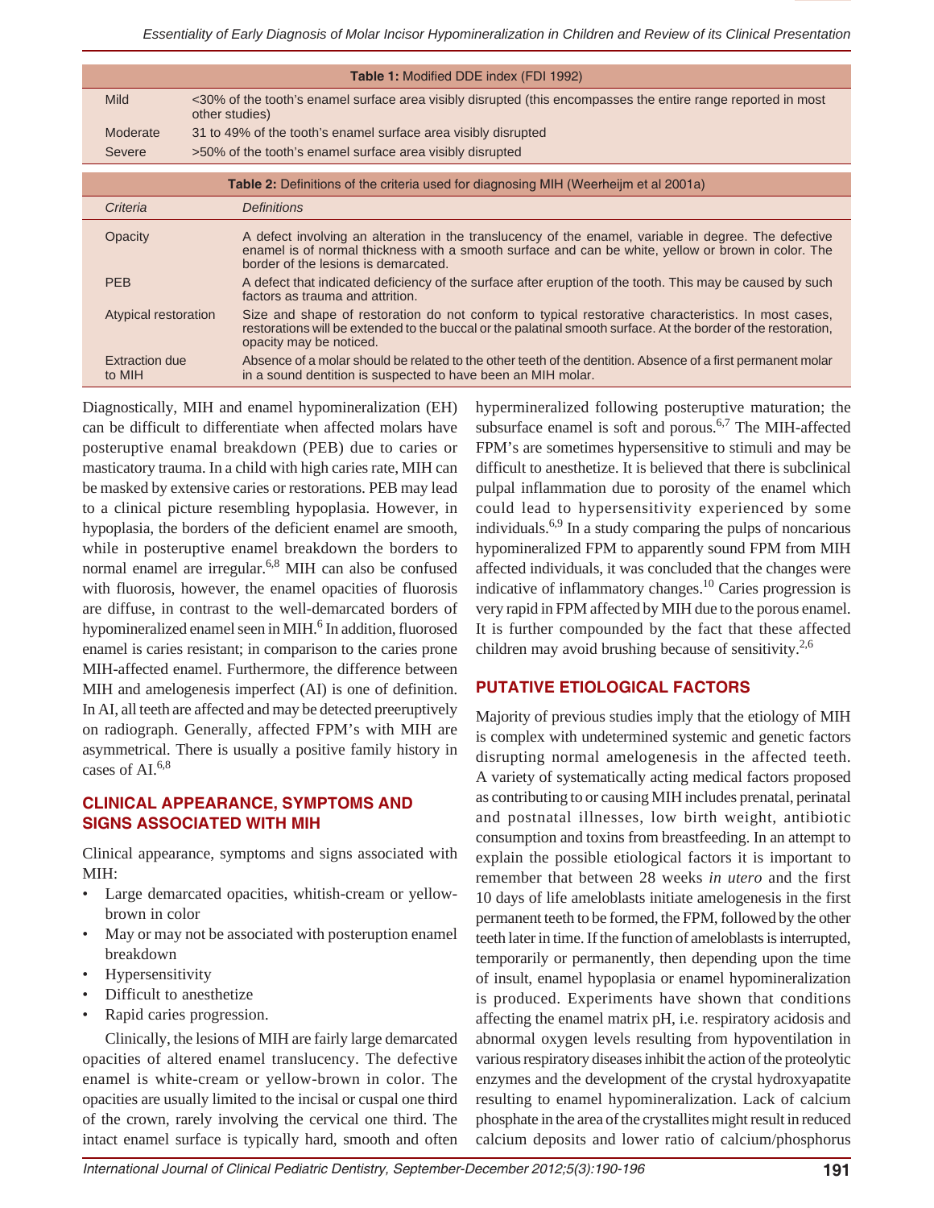**Table 1:** Modified DDE index (FDI 1992)

| | |
|---|---|
| Mild | <30% of the tooth's enamel surface area visibly disrupted (this encompasses the entire range reported in most other studies) |
| Moderate | 31 to 49% of the tooth's enamel surface area visibly disrupted |
| Severe | >50% of the tooth's enamel surface area visibly disrupted |

**Table 2:** Definitions of the criteria used for diagnosing MIH (Weerheijm et al 2001a)

| *Criteria* | *Definitions* |
|---|---|
| Opacity | A defect involving an alteration in the translucency of the enamel, variable in degree. The defective enamel is of normal thickness with a smooth surface and can be white, yellow or brown in color. The border of the lesions is demarcated. |
| PEB | A defect that indicated deficiency of the surface after eruption of the tooth. This may be caused by such factors as trauma and attrition. |
| Atypical restoration | Size and shape of restoration do not conform to typical restorative characteristics. In most cases, restorations will be extended to the buccal or the palatinal smooth surface. At the border of the restoration, opacity may be noticed. |
| Extraction due to MIH | Absence of a molar should be related to the other teeth of the dentition. Absence of a first permanent molar in a sound dentition is suspected to have been an MIH molar. |

Diagnostically, MIH and enamel hypomineralization (EH) can be difficult to differentiate when affected molars have posteruptive enamal breakdown (PEB) due to caries or masticatory trauma. In a child with high caries rate, MIH can be masked by extensive caries or restorations. PEB may lead to a clinical picture resembling hypoplasia. However, in hypoplasia, the borders of the deficient enamel are smooth, while in posteruptive enamel breakdown the borders to normal enamel are irregular.[6,8] MIH can also be confused with fluorosis, however, the enamel opacities of fluorosis are diffuse, in contrast to the well-demarcated borders of hypomineralized enamel seen in MIH.[6] In addition, fluorosed enamel is caries resistant; in comparison to the caries prone MIH-affected enamel. Furthermore, the difference between MIH and amelogenesis imperfect (AI) is one of definition. In AI, all teeth are affected and may be detected preeruptively on radiograph. Generally, affected FPM's with MIH are asymmetrical. There is usually a positive family history in cases of AI.[6,8]

## CLINICAL APPEARANCE, SYMPTOMS AND SIGNS ASSOCIATED WITH MIH

Clinical appearance, symptoms and signs associated with MIH:

- Large demarcated opacities, whitish-cream or yellow-brown in color
- May or may not be associated with posteruption enamel breakdown
- Hypersensitivity
- Difficult to anesthetize
- Rapid caries progression.

Clinically, the lesions of MIH are fairly large demarcated opacities of altered enamel translucency. The defective enamel is white-cream or yellow-brown in color. The opacities are usually limited to the incisal or cuspal one third of the crown, rarely involving the cervical one third. The intact enamel surface is typically hard, smooth and often hypermineralized following posteruptive maturation; the subsurface enamel is soft and porous.[6,7] The MIH-affected FPM's are sometimes hypersensitive to stimuli and may be difficult to anesthetize. It is believed that there is subclinical pulpal inflammation due to porosity of the enamel which could lead to hypersensitivity experienced by some individuals.[6,9] In a study comparing the pulps of noncarious hypomineralized FPM to apparently sound FPM from MIH affected individuals, it was concluded that the changes were indicative of inflammatory changes.[10] Caries progression is very rapid in FPM affected by MIH due to the porous enamel. It is further compounded by the fact that these affected children may avoid brushing because of sensitivity.[2,6]

## PUTATIVE ETIOLOGICAL FACTORS

Majority of previous studies imply that the etiology of MIH is complex with undetermined systemic and genetic factors disrupting normal amelogenesis in the affected teeth. A variety of systematically acting medical factors proposed as contributing to or causing MIH includes prenatal, perinatal and postnatal illnesses, low birth weight, antibiotic consumption and toxins from breastfeeding. In an attempt to explain the possible etiological factors it is important to remember that between 28 weeks *in utero* and the first 10 days of life ameloblasts initiate amelogenesis in the first permanent teeth to be formed, the FPM, followed by the other teeth later in time. If the function of ameloblasts is interrupted, temporarily or permanently, then depending upon the time of insult, enamel hypoplasia or enamel hypomineralization is produced. Experiments have shown that conditions affecting the enamel matrix pH, i.e. respiratory acidosis and abnormal oxygen levels resulting from hypoventilation in various respiratory diseases inhibit the action of the proteolytic enzymes and the development of the crystal hydroxyapatite resulting to enamel hypomineralization. Lack of calcium phosphate in the area of the crystallites might result in reduced calcium deposits and lower ratio of calcium/phosphorus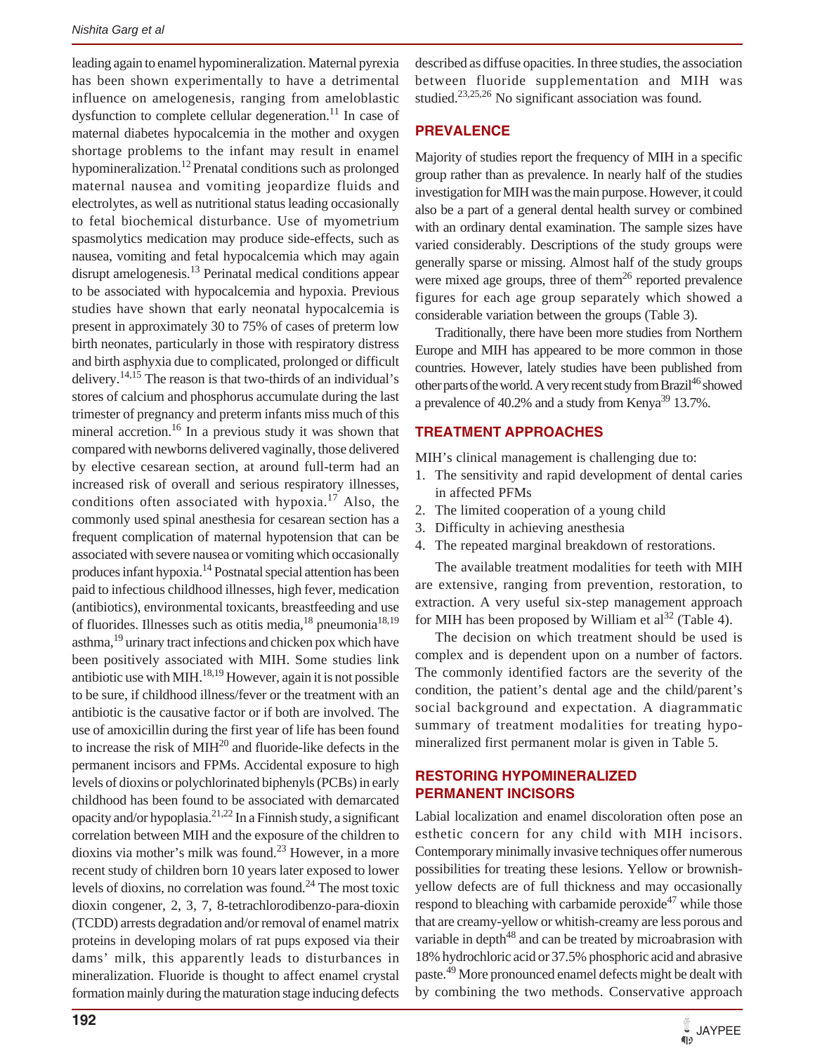leading again to enamel hypomineralization. Maternal pyrexia has been shown experimentally to have a detrimental influence on amelogenesis, ranging from ameloblastic dysfunction to complete cellular degeneration.[11] In case of maternal diabetes hypocalcemia in the mother and oxygen shortage problems to the infant may result in enamel hypomineralization.[12] Prenatal conditions such as prolonged maternal nausea and vomiting jeopardize fluids and electrolytes, as well as nutritional status leading occasionally to fetal biochemical disturbance. Use of myometrium spasmolytics medication may produce side-effects, such as nausea, vomiting and fetal hypocalcemia which may again disrupt amelogenesis.[13] Perinatal medical conditions appear to be associated with hypocalcemia and hypoxia. Previous studies have shown that early neonatal hypocalcemia is present in approximately 30 to 75% of cases of preterm low birth neonates, particularly in those with respiratory distress and birth asphyxia due to complicated, prolonged or difficult delivery.[14,15] The reason is that two-thirds of an individual's stores of calcium and phosphorus accumulate during the last trimester of pregnancy and preterm infants miss much of this mineral accretion.[16] In a previous study it was shown that compared with newborns delivered vaginally, those delivered by elective cesarean section, at around full-term had an increased risk of overall and serious respiratory illnesses, conditions often associated with hypoxia.[17] Also, the commonly used spinal anesthesia for cesarean section has a frequent complication of maternal hypotension that can be associated with severe nausea or vomiting which occasionally produces infant hypoxia.[14] Postnatal special attention has been paid to infectious childhood illnesses, high fever, medication (antibiotics), environmental toxicants, breastfeeding and use of fluorides. Illnesses such as otitis media,[18] pneumonia[18,19] asthma,[19] urinary tract infections and chicken pox which have been positively associated with MIH. Some studies link antibiotic use with MIH.[18,19] However, again it is not possible to be sure, if childhood illness/fever or the treatment with an antibiotic is the causative factor or if both are involved. The use of amoxicillin during the first year of life has been found to increase the risk of MIH[20] and fluoride-like defects in the permanent incisors and FPMs. Accidental exposure to high levels of dioxins or polychlorinated biphenyls (PCBs) in early childhood has been found to be associated with demarcated opacity and/or hypoplasia.[21,22] In a Finnish study, a significant correlation between MIH and the exposure of the children to dioxins via mother's milk was found.[23] However, in a more recent study of children born 10 years later exposed to lower levels of dioxins, no correlation was found.[24] The most toxic dioxin congener, 2, 3, 7, 8-tetrachlorodibenzo-para-dioxin (TCDD) arrests degradation and/or removal of enamel matrix proteins in developing molars of rat pups exposed via their dams' milk, this apparently leads to disturbances in mineralization. Fluoride is thought to affect enamel crystal formation mainly during the maturation stage inducing defects described as diffuse opacities. In three studies, the association between fluoride supplementation and MIH was studied.[23,25,26] No significant association was found.

## PREVALENCE

Majority of studies report the frequency of MIH in a specific group rather than as prevalence. In nearly half of the studies investigation for MIH was the main purpose. However, it could also be a part of a general dental health survey or combined with an ordinary dental examination. The sample sizes have varied considerably. Descriptions of the study groups were generally sparse or missing. Almost half of the study groups were mixed age groups, three of them[26] reported prevalence figures for each age group separately which showed a considerable variation between the groups (Table 3).

Traditionally, there have been more studies from Northern Europe and MIH has appeared to be more common in those countries. However, lately studies have been published from other parts of the world. A very recent study from Brazil[46] showed a prevalence of 40.2% and a study from Kenya[39] 13.7%.

## TREATMENT APPROACHES

MIH's clinical management is challenging due to:

1. The sensitivity and rapid development of dental caries in affected PFMs
2. The limited cooperation of a young child
3. Difficulty in achieving anesthesia
4. The repeated marginal breakdown of restorations.

The available treatment modalities for teeth with MIH are extensive, ranging from prevention, restoration, to extraction. A very useful six-step management approach for MIH has been proposed by William et al[32] (Table 4).

The decision on which treatment should be used is complex and is dependent upon on a number of factors. The commonly identified factors are the severity of the condition, the patient's dental age and the child/parent's social background and expectation. A diagrammatic summary of treatment modalities for treating hypomineralized first permanent molar is given in Table 5.

## RESTORING HYPOMINERALIZED PERMANENT INCISORS

Labial localization and enamel discoloration often pose an esthetic concern for any child with MIH incisors. Contemporary minimally invasive techniques offer numerous possibilities for treating these lesions. Yellow or brownish-yellow defects are of full thickness and may occasionally respond to bleaching with carbamide peroxide[47] while those that are creamy-yellow or whitish-creamy are less porous and variable in depth[48] and can be treated by microabrasion with 18% hydrochloric acid or 37.5% phosphoric acid and abrasive paste.[49] More pronounced enamel defects might be dealt with by combining the two methods. Conservative approach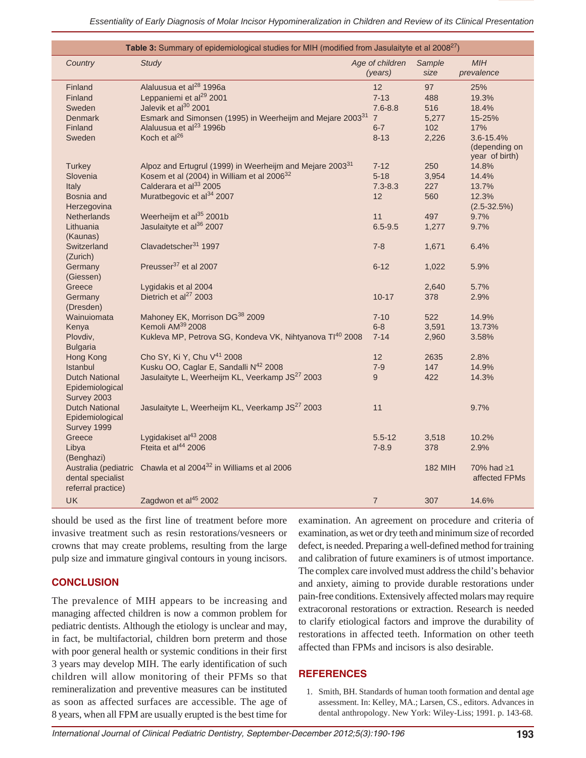**Table 3:** Summary of epidemiological studies for MIH (modified from Jasulaityte et al 2008[27])

| Country | Study | Age of children (years) | Sample size | MIH prevalence |
|---|---|---|---|---|
| Finland | Alaluusua et al[28] 1996a | 12 | 97 | 25% |
| Finland | Leppaniemi et al[29] 2001 | 7-13 | 488 | 19.3% |
| Sweden | Jalevik et al[30] 2001 | 7.6-8.8 | 516 | 18.4% |
| Denmark | Esmark and Simonsen (1995) in Weerheijm and Mejare 2003[31] | 7 | 5,277 | 15-25% |
| Finland | Alaluusua et al[23] 1996b | 6-7 | 102 | 17% |
| Sweden | Koch et al[26] | 8-13 | 2,226 | 3.6-15.4% (depending on year of birth) |
| Turkey | Alpoz and Ertugrul (1999) in Weerheijm and Mejare 2003[31] | 7-12 | 250 | 14.8% |
| Slovenia | Kosem et al (2004) in William et al 2006[32] | 5-18 | 3,954 | 14.4% |
| Italy | Calderara et al[33] 2005 | 7.3-8.3 | 227 | 13.7% |
| Bosnia and Herzegovina | Muratbegovic et al[34] 2007 | 12 | 560 | 12.3% (2.5-32.5%) |
| Netherlands | Weerheijm et al[35] 2001b | 11 | 497 | 9.7% |
| Lithuania (Kaunas) | Jasulaityte et al[36] 2007 | 6.5-9.5 | 1,277 | 9.7% |
| Switzerland (Zurich) | Clavadetscher[31] 1997 | 7-8 | 1,671 | 6.4% |
| Germany (Giessen) | Preusser[37] et al 2007 | 6-12 | 1,022 | 5.9% |
| Greece | Lygidakis et al 2004 | | 2,640 | 5.7% |
| Germany (Dresden) | Dietrich et al[27] 2003 | 10-17 | 378 | 2.9% |
| Wainuiomata | Mahoney EK, Morrison DG[38] 2009 | 7-10 | 522 | 14.9% |
| Kenya | Kemoli AM[39] 2008 | 6-8 | 3,591 | 13.73% |
| Plovdiv, Bulgaria | Kukleva MP, Petrova SG, Kondeva VK, Nihtyanova TI[40] 2008 | 7-14 | 2,960 | 3.58% |
| Hong Kong | Cho SY, Ki Y, Chu V[41] 2008 | 12 | 2635 | 2.8% |
| Istanbul | Kusku OO, Caglar E, Sandalli N[42] 2008 | 7-9 | 147 | 14.9% |
| Dutch National Epidemiological Survey 2003 | Jasulaityte L, Weerheijm KL, Veerkamp JS[27] 2003 | 9 | 422 | 14.3% |
| Dutch National Epidemiological Survey 1999 | Jasulaityte L, Weerheijm KL, Veerkamp JS[27] 2003 | 11 | | 9.7% |
| Greece | Lygidakiset al[43] 2008 | 5.5-12 | 3,518 | 10.2% |
| Libya (Benghazi) | Fteita et al[44] 2006 | 7-8.9 | 378 | 2.9% |
| Australia (pediatric dental specialist referral practice) | Chawla et al 2004[32] in Williams et al 2006 | | 182 MIH | 70% had ≥1 affected FPMs |
| UK | Zagdwon et al[45] 2002 | 7 | 307 | 14.6% |

should be used as the first line of treatment before more invasive treatment such as resin restorations/vesneers or crowns that may create problems, resulting from the large pulp size and immature gingival contours in young incisors.

## CONCLUSION

The prevalence of MIH appears to be increasing and managing affected children is now a common problem for pediatric dentists. Although the etiology is unclear and may, in fact, be multifactorial, children born preterm and those with poor general health or systemic conditions in their first 3 years may develop MIH. The early identification of such children will allow monitoring of their PFMs so that remineralization and preventive measures can be instituted as soon as affected surfaces are accessible. The age of 8 years, when all FPM are usually erupted is the best time for examination. An agreement on procedure and criteria of examination, as wet or dry teeth and minimum size of recorded defect, is needed. Preparing a well-defined method for training and calibration of future examiners is of utmost importance. The complex care involved must address the child's behavior and anxiety, aiming to provide durable restorations under pain-free conditions. Extensively affected molars may require extracoronal restorations or extraction. Research is needed to clarify etiological factors and improve the durability of restorations in affected teeth. Information on other teeth affected than FPMs and incisors is also desirable.

## REFERENCES

1. Smith, BH. Standards of human tooth formation and dental age assessment. In: Kelley, MA.; Larsen, CS., editors. Advances in dental anthropology. New York: Wiley-Liss; 1991. p. 143-68.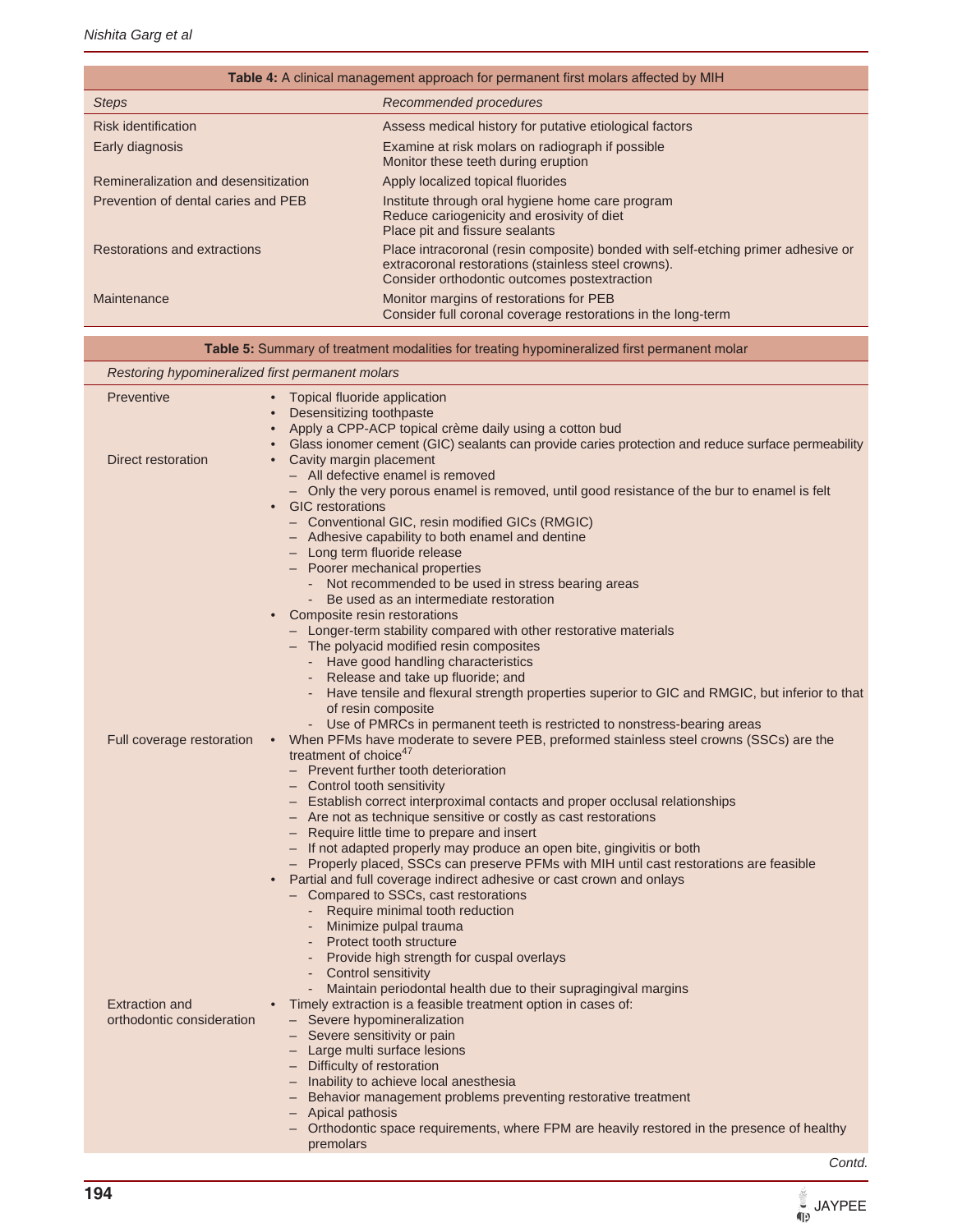**Table 4:** A clinical management approach for permanent first molars affected by MIH

| *Steps* | *Recommended procedures* |
|---|---|
| Risk identification | Assess medical history for putative etiological factors |
| Early diagnosis | Examine at risk molars on radiograph if possible<br>Monitor these teeth during eruption |
| Remineralization and desensitization | Apply localized topical fluorides |
| Prevention of dental caries and PEB | Institute through oral hygiene home care program<br>Reduce cariogenicity and erosivity of diet<br>Place pit and fissure sealants |
| Restorations and extractions | Place intracoronal (resin composite) bonded with self-etching primer adhesive or extracoronal restorations (stainless steel crowns).<br>Consider orthodontic outcomes postextraction |
| Maintenance | Monitor margins of restorations for PEB<br>Consider full coronal coverage restorations in the long-term |

**Table 5:** Summary of treatment modalities for treating hypomineralized first permanent molar

| *Restoring hypomineralized first permanent molars* | |
|---|---|
| Preventive | • Topical fluoride application<br>• Desensitizing toothpaste<br>• Apply a CPP-ACP topical crème daily using a cotton bud<br>• Glass ionomer cement (GIC) sealants can provide caries protection and reduce surface permeability |
| Direct restoration | • Cavity margin placement<br>– All defective enamel is removed<br>– Only the very porous enamel is removed, until good resistance of the bur to enamel is felt<br>• GIC restorations<br>– Conventional GIC, resin modified GICs (RMGIC)<br>– Adhesive capability to both enamel and dentine<br>– Long term fluoride release<br>– Poorer mechanical properties<br>- Not recommended to be used in stress bearing areas<br>- Be used as an intermediate restoration<br>• Composite resin restorations<br>– Longer-term stability compared with other restorative materials<br>– The polyacid modified resin composites<br>- Have good handling characteristics<br>- Release and take up fluoride; and<br>- Have tensile and flexural strength properties superior to GIC and RMGIC, but inferior to that of resin composite<br>- Use of PMRCs in permanent teeth is restricted to nonstress-bearing areas |
| Full coverage restoration | • When PFMs have moderate to severe PEB, preformed stainless steel crowns (SSCs) are the treatment of choice[47]<br>– Prevent further tooth deterioration<br>– Control tooth sensitivity<br>– Establish correct interproximal contacts and proper occlusal relationships<br>– Are not as technique sensitive or costly as cast restorations<br>– Require little time to prepare and insert<br>– If not adapted properly may produce an open bite, gingivitis or both<br>– Properly placed, SSCs can preserve PFMs with MIH until cast restorations are feasible<br>• Partial and full coverage indirect adhesive or cast crown and onlays<br>– Compared to SSCs, cast restorations<br>- Require minimal tooth reduction<br>- Minimize pulpal trauma<br>- Protect tooth structure<br>- Provide high strength for cuspal overlays<br>- Control sensitivity<br>- Maintain periodontal health due to their supragingival margins |
| Extraction and orthodontic consideration | • Timely extraction is a feasible treatment option in cases of:<br>– Severe hypomineralization<br>– Severe sensitivity or pain<br>– Large multi surface lesions<br>– Difficulty of restoration<br>– Inability to achieve local anesthesia<br>– Behavior management problems preventing restorative treatment<br>– Apical pathosis<br>– Orthodontic space requirements, where FPM are heavily restored in the presence of healthy premolars |

*Contd.*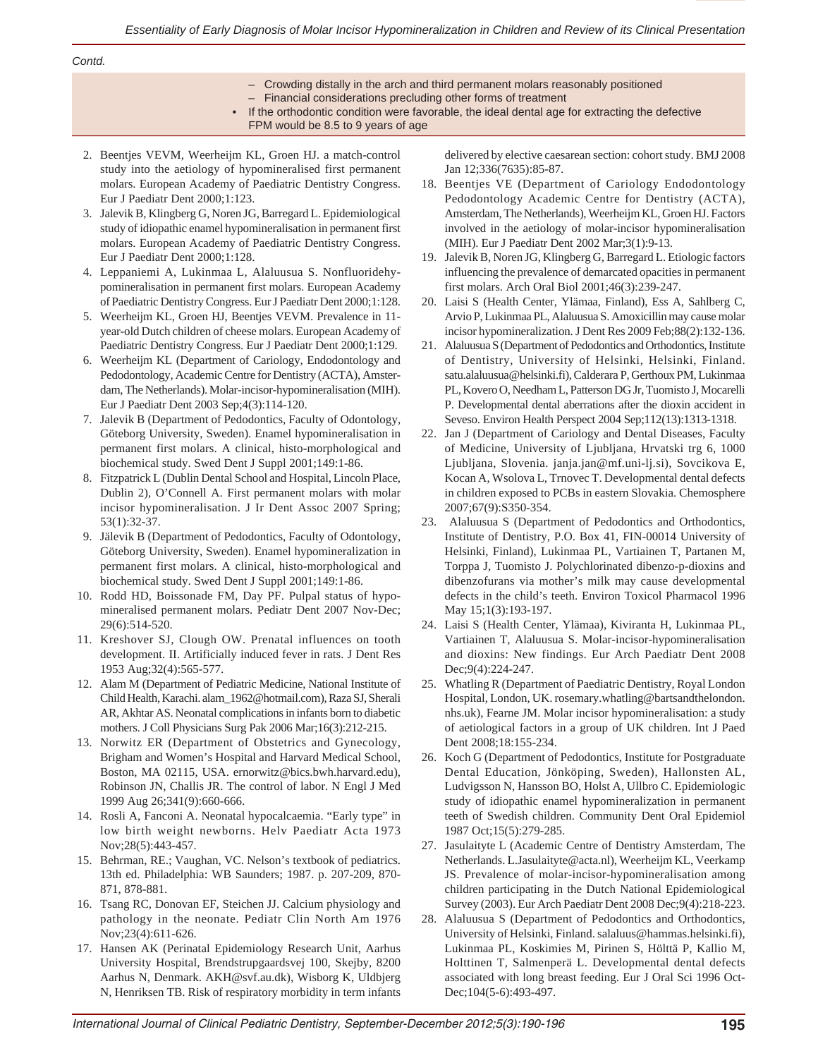*Contd.*

|  |
| --- |
| – Crowding distally in the arch and third permanent molars reasonably positioned<br>– Financial considerations precluding other forms of treatment<br>• If the orthodontic condition were favorable, the ideal dental age for extracting the defective FPM would be 8.5 to 9 years of age |

2. Beentjes VEVM, Weerheijm KL, Groen HJ. a match-control study into the aetiology of hypomineralised first permanent molars. European Academy of Paediatric Dentistry Congress. Eur J Paediatr Dent 2000;1:123.
3. Jalevik B, Klingberg G, Noren JG, Barregard L. Epidemiological study of idiopathic enamel hypomineralisation in permanent first molars. European Academy of Paediatric Dentistry Congress. Eur J Paediatr Dent 2000;1:128.
4. Leppaniemi A, Lukinmaa L, Alaluusua S. Nonfluoridehypomineralisation in permanent first molars. European Academy of Paediatric Dentistry Congress. Eur J Paediatr Dent 2000;1:128.
5. Weerheijm KL, Groen HJ, Beentjes VEVM. Prevalence in 11-year-old Dutch children of cheese molars. European Academy of Paediatric Dentistry Congress. Eur J Paediatr Dent 2000;1:129.
6. Weerheijm KL (Department of Cariology, Endodontology and Pedodontology, Academic Centre for Dentistry (ACTA), Amsterdam, The Netherlands). Molar-incisor-hypomineralisation (MIH). Eur J Paediatr Dent 2003 Sep;4(3):114-120.
7. Jalevik B (Department of Pedodontics, Faculty of Odontology, Göteborg University, Sweden). Enamel hypomineralisation in permanent first molars. A clinical, histo-morphological and biochemical study. Swed Dent J Suppl 2001;149:1-86.
8. Fitzpatrick L (Dublin Dental School and Hospital, Lincoln Place, Dublin 2), O'Connell A. First permanent molars with molar incisor hypomineralisation. J Ir Dent Assoc 2007 Spring; 53(1):32-37.
9. Jälevik B (Department of Pedodontics, Faculty of Odontology, Göteborg University, Sweden). Enamel hypomineralization in permanent first molars. A clinical, histo-morphological and biochemical study. Swed Dent J Suppl 2001;149:1-86.
10. Rodd HD, Boissonade FM, Day PF. Pulpal status of hypomineralised permanent molars. Pediatr Dent 2007 Nov-Dec; 29(6):514-520.
11. Kreshover SJ, Clough OW. Prenatal influences on tooth development. II. Artificially induced fever in rats. J Dent Res 1953 Aug;32(4):565-577.
12. Alam M (Department of Pediatric Medicine, National Institute of Child Health, Karachi. alam_1962@hotmail.com), Raza SJ, Sherali AR, Akhtar AS. Neonatal complications in infants born to diabetic mothers. J Coll Physicians Surg Pak 2006 Mar;16(3):212-215.
13. Norwitz ER (Department of Obstetrics and Gynecology, Brigham and Women's Hospital and Harvard Medical School, Boston, MA 02115, USA. ernorwitz@bics.bwh.harvard.edu), Robinson JN, Challis JR. The control of labor. N Engl J Med 1999 Aug 26;341(9):660-666.
14. Rosli A, Fanconi A. Neonatal hypocalcaemia. "Early type" in low birth weight newborns. Helv Paediatr Acta 1973 Nov;28(5):443-457.
15. Behrman, RE.; Vaughan, VC. Nelson's textbook of pediatrics. 13th ed. Philadelphia: WB Saunders; 1987. p. 207-209, 870-871, 878-881.
16. Tsang RC, Donovan EF, Steichen JJ. Calcium physiology and pathology in the neonate. Pediatr Clin North Am 1976 Nov;23(4):611-626.
17. Hansen AK (Perinatal Epidemiology Research Unit, Aarhus University Hospital, Brendstrupgaardsvej 100, Skejby, 8200 Aarhus N, Denmark. AKH@svf.au.dk), Wisborg K, Uldbjerg N, Henriksen TB. Risk of respiratory morbidity in term infants delivered by elective caesarean section: cohort study. BMJ 2008 Jan 12;336(7635):85-87.
18. Beentjes VE (Department of Cariology Endodontology Pedodontology Academic Centre for Dentistry (ACTA), Amsterdam, The Netherlands), Weerheijm KL, Groen HJ. Factors involved in the aetiology of molar-incisor hypomineralisation (MIH). Eur J Paediatr Dent 2002 Mar;3(1):9-13.
19. Jalevik B, Noren JG, Klingberg G, Barregard L. Etiologic factors influencing the prevalence of demarcated opacities in permanent first molars. Arch Oral Biol 2001;46(3):239-247.
20. Laisi S (Health Center, Ylämaa, Finland), Ess A, Sahlberg C, Arvio P, Lukinmaa PL, Alaluusua S. Amoxicillin may cause molar incisor hypomineralization. J Dent Res 2009 Feb;88(2):132-136.
21. Alaluusua S (Department of Pedodontics and Orthodontics, Institute of Dentistry, University of Helsinki, Helsinki, Finland. satu.alaluusua@helsinki.fi), Calderara P, Gerthoux PM, Lukinmaa PL, Kovero O, Needham L, Patterson DG Jr, Tuomisto J, Mocarelli P. Developmental dental aberrations after the dioxin accident in Seveso. Environ Health Perspect 2004 Sep;112(13):1313-1318.
22. Jan J (Department of Cariology and Dental Diseases, Faculty of Medicine, University of Ljubljana, Hrvatski trg 6, 1000 Ljubljana, Slovenia. janja.jan@mf.uni-lj.si), Sovcikova E, Kocan A, Wsolova L, Trnovec T. Developmental dental defects in children exposed to PCBs in eastern Slovakia. Chemosphere 2007;67(9):S350-354.
23. Alaluusua S (Department of Pedodontics and Orthodontics, Institute of Dentistry, P.O. Box 41, FIN-00014 University of Helsinki, Finland), Lukinmaa PL, Vartiainen T, Partanen M, Torppa J, Tuomisto J. Polychlorinated dibenzo-p-dioxins and dibenzofurans via mother's milk may cause developmental defects in the child's teeth. Environ Toxicol Pharmacol 1996 May 15;1(3):193-197.
24. Laisi S (Health Center, Ylämaa), Kiviranta H, Lukinmaa PL, Vartiainen T, Alaluusua S. Molar-incisor-hypomineralisation and dioxins: New findings. Eur Arch Paediatr Dent 2008 Dec;9(4):224-247.
25. Whatling R (Department of Paediatric Dentistry, Royal London Hospital, London, UK. rosemary.whatling@bartsandthelondon.nhs.uk), Fearne JM. Molar incisor hypomineralisation: a study of aetiological factors in a group of UK children. Int J Paed Dent 2008;18:155-234.
26. Koch G (Department of Pedodontics, Institute for Postgraduate Dental Education, Jönköping, Sweden), Hallonsten AL, Ludvigsson N, Hansson BO, Holst A, Ullbro C. Epidemiologic study of idiopathic enamel hypomineralization in permanent teeth of Swedish children. Community Dent Oral Epidemiol 1987 Oct;15(5):279-285.
27. Jasulaityte L (Academic Centre of Dentistry Amsterdam, The Netherlands. L.Jasulaityte@acta.nl), Weerheijm KL, Veerkamp JS. Prevalence of molar-incisor-hypomineralisation among children participating in the Dutch National Epidemiological Survey (2003). Eur Arch Paediatr Dent 2008 Dec;9(4):218-223.
28. Alaluusua S (Department of Pedodontics and Orthodontics, University of Helsinki, Finland. salaluus@hammas.helsinki.fi), Lukinmaa PL, Koskimies M, Pirinen S, Hölttä P, Kallio M, Holttinen T, Salmenperä L. Developmental dental defects associated with long breast feeding. Eur J Oral Sci 1996 Oct-Dec;104(5-6):493-497.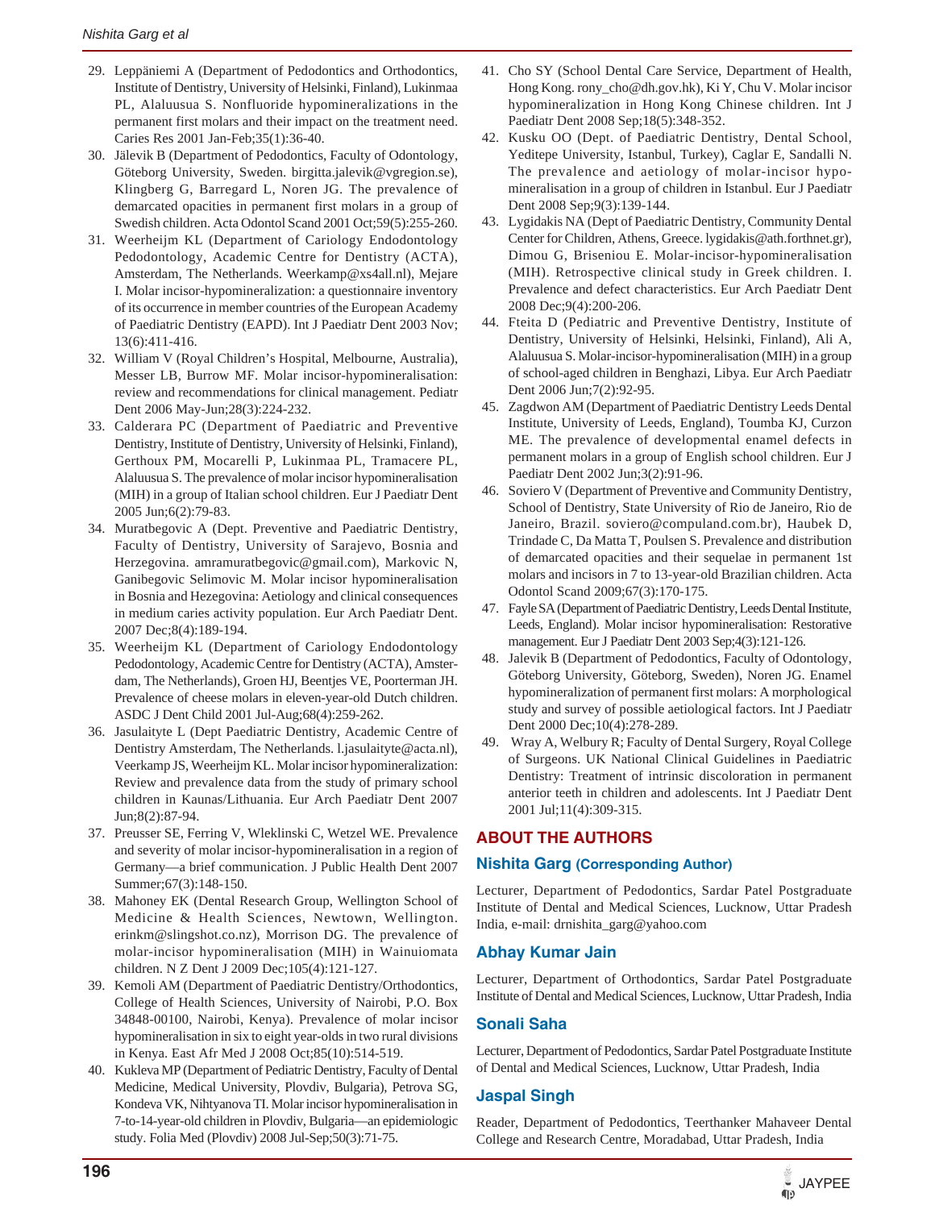29. Leppäniemi A (Department of Pedodontics and Orthodontics, Institute of Dentistry, University of Helsinki, Finland), Lukinmaa PL, Alaluusua S. Nonfluoride hypomineralizations in the permanent first molars and their impact on the treatment need. Caries Res 2001 Jan-Feb;35(1):36-40.
30. Jälevik B (Department of Pedodontics, Faculty of Odontology, Göteborg University, Sweden. birgitta.jalevik@vgregion.se), Klingberg G, Barregard L, Noren JG. The prevalence of demarcated opacities in permanent first molars in a group of Swedish children. Acta Odontol Scand 2001 Oct;59(5):255-260.
31. Weerheijm KL (Department of Cariology Endodontology Pedodontology, Academic Centre for Dentistry (ACTA), Amsterdam, The Netherlands. Weerkamp@xs4all.nl), Mejare I. Molar incisor-hypomineralization: a questionnaire inventory of its occurrence in member countries of the European Academy of Paediatric Dentistry (EAPD). Int J Paediatr Dent 2003 Nov; 13(6):411-416.
32. William V (Royal Children's Hospital, Melbourne, Australia), Messer LB, Burrow MF. Molar incisor-hypomineralisation: review and recommendations for clinical management. Pediatr Dent 2006 May-Jun;28(3):224-232.
33. Calderara PC (Department of Paediatric and Preventive Dentistry, Institute of Dentistry, University of Helsinki, Finland), Gerthoux PM, Mocarelli P, Lukinmaa PL, Tramacere PL, Alaluusua S. The prevalence of molar incisor hypomineralisation (MIH) in a group of Italian school children. Eur J Paediatr Dent 2005 Jun;6(2):79-83.
34. Muratbegovic A (Dept. Preventive and Paediatric Dentistry, Faculty of Dentistry, University of Sarajevo, Bosnia and Herzegovina. amramuratbegovic@gmail.com), Markovic N, Ganibegovic Selimovic M. Molar incisor hypomineralisation in Bosnia and Hezegovina: Aetiology and clinical consequences in medium caries activity population. Eur Arch Paediatr Dent. 2007 Dec;8(4):189-194.
35. Weerheijm KL (Department of Cariology Endodontology Pedodontology, Academic Centre for Dentistry (ACTA), Amsterdam, The Netherlands), Groen HJ, Beentjes VE, Poorterman JH. Prevalence of cheese molars in eleven-year-old Dutch children. ASDC J Dent Child 2001 Jul-Aug;68(4):259-262.
36. Jasulaityte L (Dept Paediatric Dentistry, Academic Centre of Dentistry Amsterdam, The Netherlands. l.jasulaityte@acta.nl), Veerkamp JS, Weerheijm KL. Molar incisor hypomineralization: Review and prevalence data from the study of primary school children in Kaunas/Lithuania. Eur Arch Paediatr Dent 2007 Jun;8(2):87-94.
37. Preusser SE, Ferring V, Wleklinski C, Wetzel WE. Prevalence and severity of molar incisor-hypomineralisation in a region of Germany—a brief communication. J Public Health Dent 2007 Summer;67(3):148-150.
38. Mahoney EK (Dental Research Group, Wellington School of Medicine & Health Sciences, Newtown, Wellington. erinkm@slingshot.co.nz), Morrison DG. The prevalence of molar-incisor hypomineralisation (MIH) in Wainuiomata children. N Z Dent J 2009 Dec;105(4):121-127.
39. Kemoli AM (Department of Paediatric Dentistry/Orthodontics, College of Health Sciences, University of Nairobi, P.O. Box 34848-00100, Nairobi, Kenya). Prevalence of molar incisor hypomineralisation in six to eight year-olds in two rural divisions in Kenya. East Afr Med J 2008 Oct;85(10):514-519.
40. Kukleva MP (Department of Pediatric Dentistry, Faculty of Dental Medicine, Medical University, Plovdiv, Bulgaria), Petrova SG, Kondeva VK, Nihtyanova TI. Molar incisor hypomineralisation in 7-to-14-year-old children in Plovdiv, Bulgaria—an epidemiologic study. Folia Med (Plovdiv) 2008 Jul-Sep;50(3):71-75.
41. Cho SY (School Dental Care Service, Department of Health, Hong Kong. rony_cho@dh.gov.hk), Ki Y, Chu V. Molar incisor hypomineralization in Hong Kong Chinese children. Int J Paediatr Dent 2008 Sep;18(5):348-352.
42. Kusku OO (Dept. of Paediatric Dentistry, Dental School, Yeditepe University, Istanbul, Turkey), Caglar E, Sandalli N. The prevalence and aetiology of molar-incisor hypomineralisation in a group of children in Istanbul. Eur J Paediatr Dent 2008 Sep;9(3):139-144.
43. Lygidakis NA (Dept of Paediatric Dentistry, Community Dental Center for Children, Athens, Greece. lygidakis@ath.forthnet.gr), Dimou G, Briseniou E. Molar-incisor-hypomineralisation (MIH). Retrospective clinical study in Greek children. I. Prevalence and defect characteristics. Eur Arch Paediatr Dent 2008 Dec;9(4):200-206.
44. Fteita D (Pediatric and Preventive Dentistry, Institute of Dentistry, University of Helsinki, Helsinki, Finland), Ali A, Alaluusua S. Molar-incisor-hypomineralisation (MIH) in a group of school-aged children in Benghazi, Libya. Eur Arch Paediatr Dent 2006 Jun;7(2):92-95.
45. Zagdwon AM (Department of Paediatric Dentistry Leeds Dental Institute, University of Leeds, England), Toumba KJ, Curzon ME. The prevalence of developmental enamel defects in permanent molars in a group of English school children. Eur J Paediatr Dent 2002 Jun;3(2):91-96.
46. Soviero V (Department of Preventive and Community Dentistry, School of Dentistry, State University of Rio de Janeiro, Rio de Janeiro, Brazil. soviero@compuland.com.br), Haubek D, Trindade C, Da Matta T, Poulsen S. Prevalence and distribution of demarcated opacities and their sequelae in permanent 1st molars and incisors in 7 to 13-year-old Brazilian children. Acta Odontol Scand 2009;67(3):170-175.
47. Fayle SA (Department of Paediatric Dentistry, Leeds Dental Institute, Leeds, England). Molar incisor hypomineralisation: Restorative management. Eur J Paediatr Dent 2003 Sep;4(3):121-126.
48. Jalevik B (Department of Pedodontics, Faculty of Odontology, Göteborg University, Göteborg, Sweden), Noren JG. Enamel hypomineralization of permanent first molars: A morphological study and survey of possible aetiological factors. Int J Paediatr Dent 2000 Dec;10(4):278-289.
49. Wray A, Welbury R; Faculty of Dental Surgery, Royal College of Surgeons. UK National Clinical Guidelines in Paediatric Dentistry: Treatment of intrinsic discoloration in permanent anterior teeth in children and adolescents. Int J Paediatr Dent 2001 Jul;11(4):309-315.

## ABOUT THE AUTHORS

### Nishita Garg (Corresponding Author)

Lecturer, Department of Pedodontics, Sardar Patel Postgraduate Institute of Dental and Medical Sciences, Lucknow, Uttar Pradesh India, e-mail: drnishita_garg@yahoo.com

### Abhay Kumar Jain

Lecturer, Department of Orthodontics, Sardar Patel Postgraduate Institute of Dental and Medical Sciences, Lucknow, Uttar Pradesh, India

### Sonali Saha

Lecturer, Department of Pedodontics, Sardar Patel Postgraduate Institute of Dental and Medical Sciences, Lucknow, Uttar Pradesh, India

### Jaspal Singh

Reader, Department of Pedodontics, Teerthanker Mahaveer Dental College and Research Centre, Moradabad, Uttar Pradesh, India